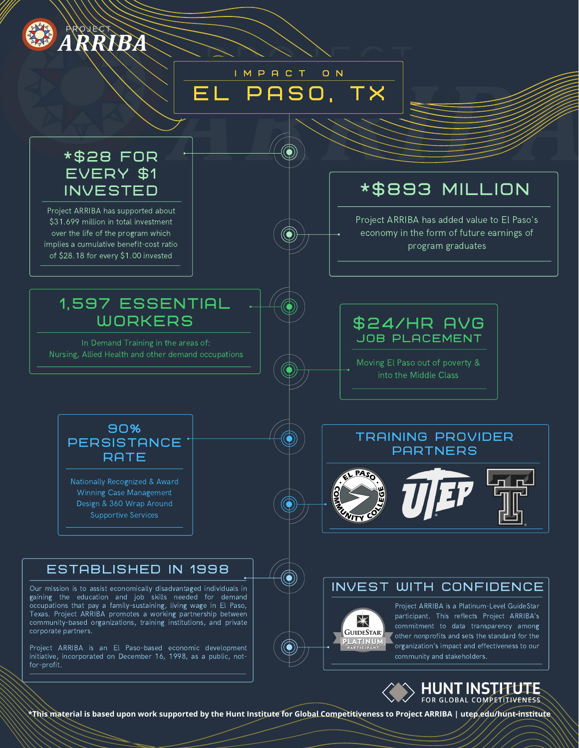PROJECT **ARRIBA**

# IMPACT ON EL PASO, TX

## *$28 FOR EVERY $1 INVESTED

Project ARRIBA has supported about $31.699 million in total investment over the life of the program which implies a cumulative benefit-cost ratio of $28.18 for every $1.00 invested

## *$893 MILLION

Project ARRIBA has added value to El Paso's economy in the form of future earnings of program graduates

## 1,597 ESSENTIAL WORKERS

In Demand Training in the areas of:
Nursing, Allied Health and other demand occupations

## $24/HR AVG JOB PLACEMENT

Moving El Paso out of poverty & into the Middle Class

## 90% PERSISTANCE RATE

Nationally Recognized & Award Winning Case Management Design & 360 Wrap Around Supportive Services

## TRAINING PROVIDER PARTNERS

El Paso Community College | UTEP | Texas Tech

## ESTABLISHED IN 1998

Our mission is to assist economically disadvantaged individuals in gaining the education and job skills needed for demand occupations that pay a family-sustaining, living wage in El Paso, Texas. Project ARRIBA promotes a working partnership between community-based organizations, training institutions, and private corporate partners.

Project ARRIBA is an El Paso-based economic development initiative, incorporated on December 16, 1998, as a public, not-for-profit.

## INVEST WITH CONFIDENCE

GuideStar Platinum Participant

Project ARRIBA is a Platinum-Level GuideStar participant. This reflects Project ARRIBA's commitment to data transparency among other nonprofits and sets the standard for the organization's impact and effectiveness to our community and stakeholders.

HUNT INSTITUTE FOR GLOBAL COMPETITIVENESS

***This material is based upon work supported by the Hunt Institute for Global Competitiveness to Project ARRIBA | utep.edu/hunt-institute**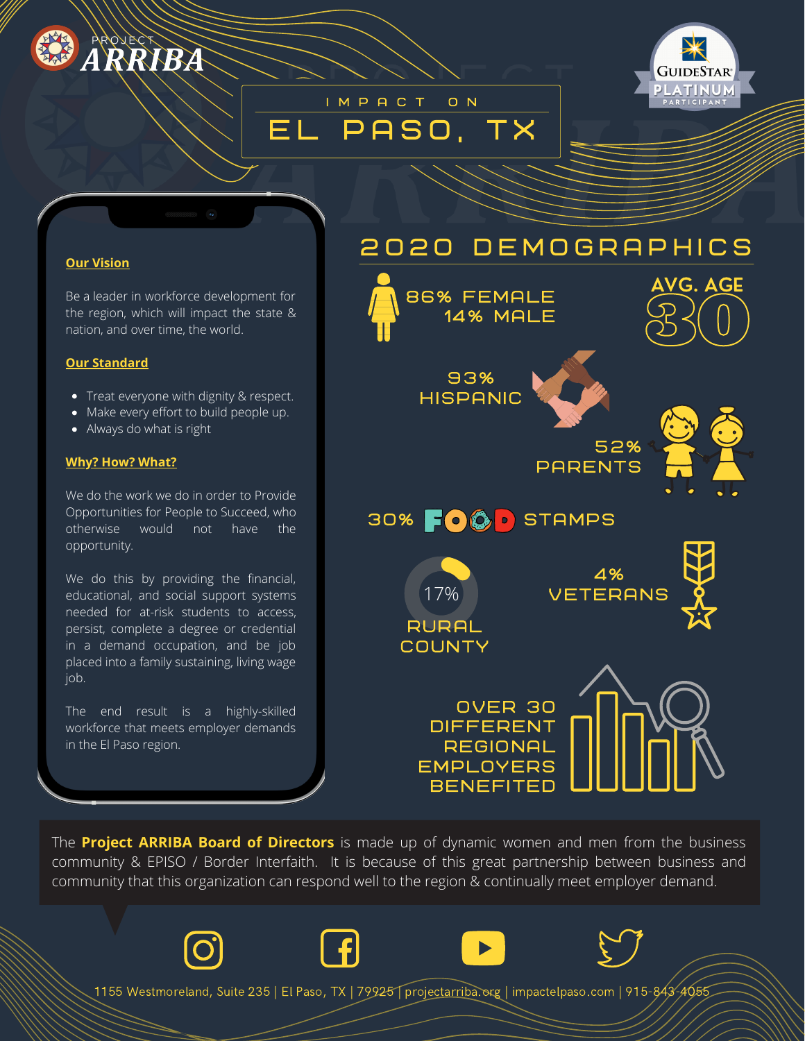# PROJECT ARRIBA

GUIDESTAR PLATINUM PARTICIPANT

## IMPACT ON EL PASO, TX

### Our Vision

Be a leader in workforce development for the region, which will impact the state & nation, and over time, the world.

### Our Standard

- Treat everyone with dignity & respect.
- Make every effort to build people up.
- Always do what is right

### Why? How? What?

We do the work we do in order to Provide Opportunities for People to Succeed, who otherwise would not have the opportunity.

We do this by providing the financial, educational, and social support systems needed for at-risk students to access, persist, complete a degree or credential in a demand occupation, and be job placed into a family sustaining, living wage job.

The end result is a highly-skilled workforce that meets employer demands in the El Paso region.

## 2020 DEMOGRAPHICS

86% FEMALE
14% MALE

AVG. AGE 30

93% HISPANIC

52% PARENTS

30% FOOD STAMPS

17% RURAL COUNTY

4% VETERANS

OVER 30 DIFFERENT REGIONAL EMPLOYERS BENEFITED

The **Project ARRIBA Board of Directors** is made up of dynamic women and men from the business community & EPISO / Border Interfaith. It is because of this great partnership between business and community that this organization can respond well to the region & continually meet employer demand.

1155 Westmoreland, Suite 235 | El Paso, TX | 79925 | projectarriba.org | impactelpaso.com | 915-843-4055